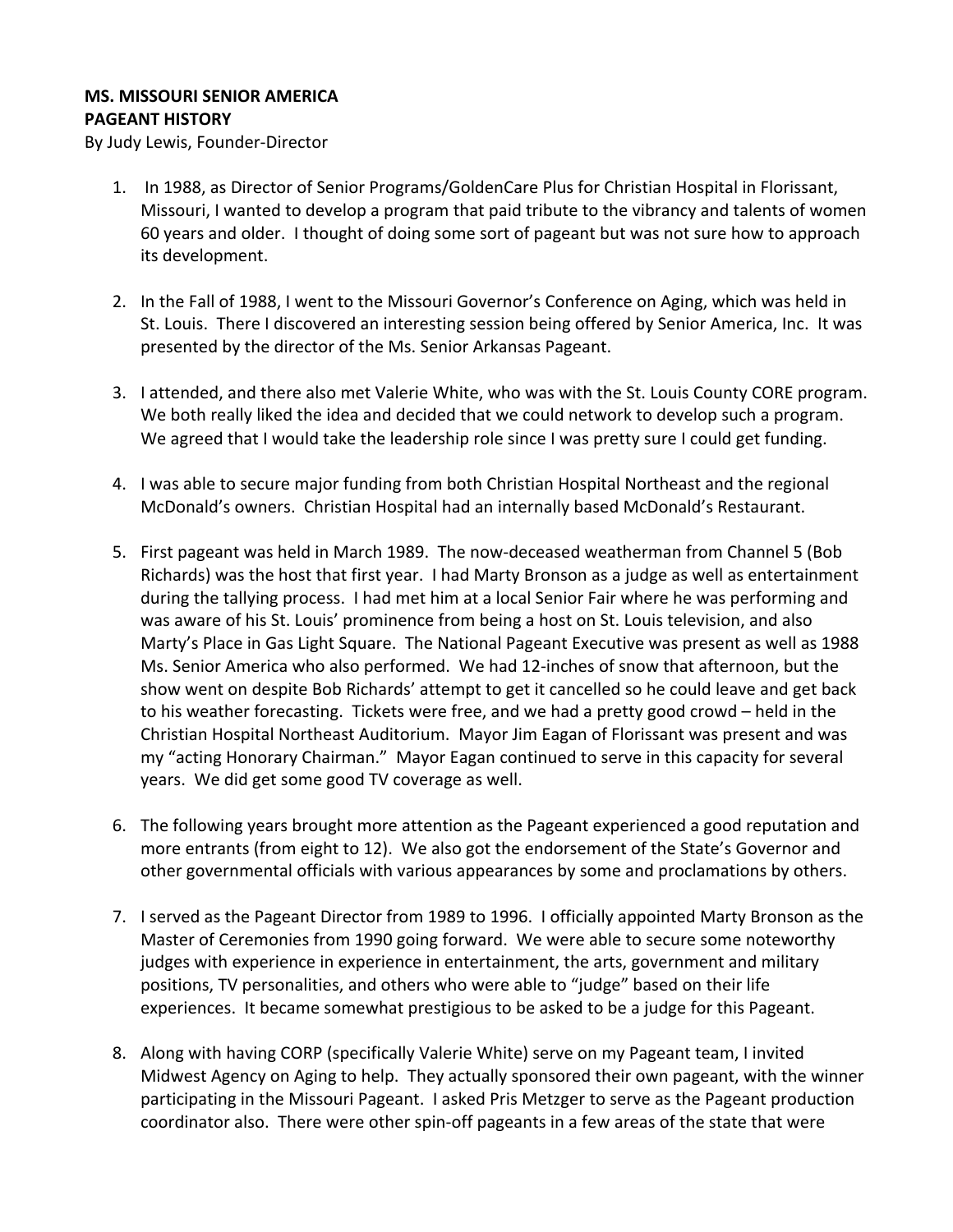**MS. MISSOURI SENIOR AMERICA**
**PAGEANT HISTORY**
By Judy Lewis, Founder-Director

1. In 1988, as Director of Senior Programs/GoldenCare Plus for Christian Hospital in Florissant, Missouri, I wanted to develop a program that paid tribute to the vibrancy and talents of women 60 years and older. I thought of doing some sort of pageant but was not sure how to approach its development.

2. In the Fall of 1988, I went to the Missouri Governor's Conference on Aging, which was held in St. Louis. There I discovered an interesting session being offered by Senior America, Inc. It was presented by the director of the Ms. Senior Arkansas Pageant.

3. I attended, and there also met Valerie White, who was with the St. Louis County CORE program. We both really liked the idea and decided that we could network to develop such a program. We agreed that I would take the leadership role since I was pretty sure I could get funding.

4. I was able to secure major funding from both Christian Hospital Northeast and the regional McDonald's owners. Christian Hospital had an internally based McDonald's Restaurant.

5. First pageant was held in March 1989. The now-deceased weatherman from Channel 5 (Bob Richards) was the host that first year. I had Marty Bronson as a judge as well as entertainment during the tallying process. I had met him at a local Senior Fair where he was performing and was aware of his St. Louis' prominence from being a host on St. Louis television, and also Marty's Place in Gas Light Square. The National Pageant Executive was present as well as 1988 Ms. Senior America who also performed. We had 12-inches of snow that afternoon, but the show went on despite Bob Richards' attempt to get it cancelled so he could leave and get back to his weather forecasting. Tickets were free, and we had a pretty good crowd – held in the Christian Hospital Northeast Auditorium. Mayor Jim Eagan of Florissant was present and was my "acting Honorary Chairman." Mayor Eagan continued to serve in this capacity for several years. We did get some good TV coverage as well.

6. The following years brought more attention as the Pageant experienced a good reputation and more entrants (from eight to 12). We also got the endorsement of the State's Governor and other governmental officials with various appearances by some and proclamations by others.

7. I served as the Pageant Director from 1989 to 1996. I officially appointed Marty Bronson as the Master of Ceremonies from 1990 going forward. We were able to secure some noteworthy judges with experience in experience in entertainment, the arts, government and military positions, TV personalities, and others who were able to "judge" based on their life experiences. It became somewhat prestigious to be asked to be a judge for this Pageant.

8. Along with having CORP (specifically Valerie White) serve on my Pageant team, I invited Midwest Agency on Aging to help. They actually sponsored their own pageant, with the winner participating in the Missouri Pageant. I asked Pris Metzger to serve as the Pageant production coordinator also. There were other spin-off pageants in a few areas of the state that were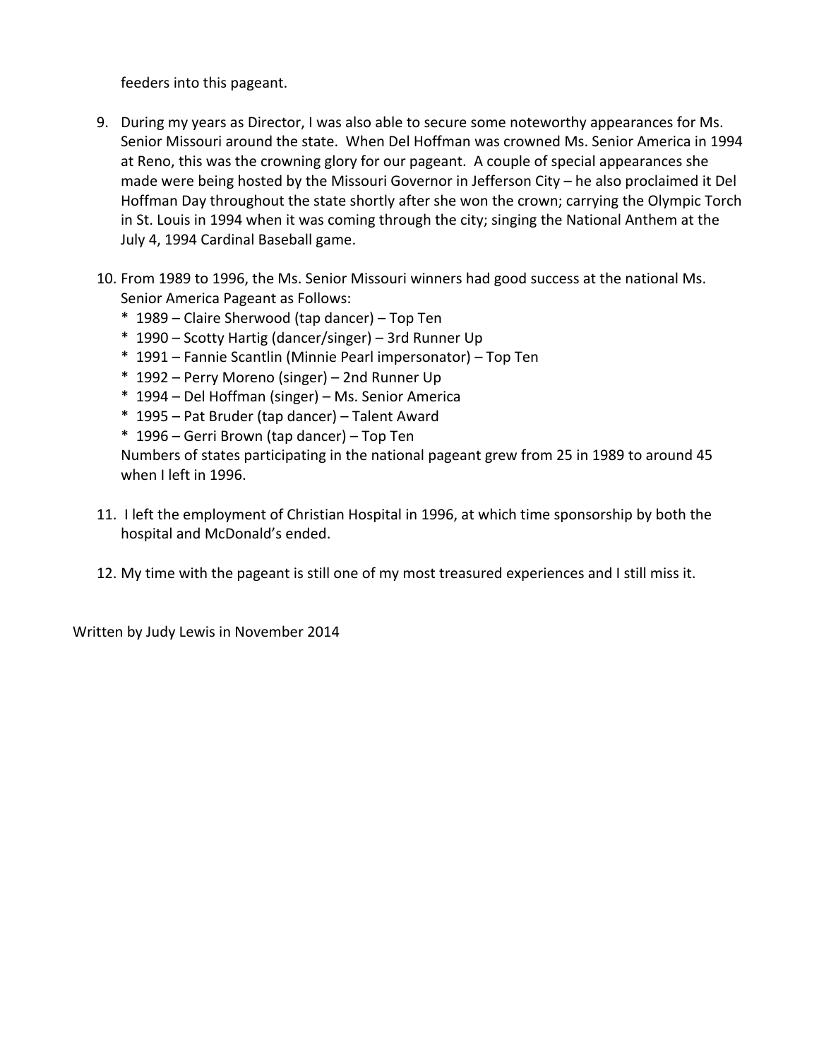feeders into this pageant.

9. During my years as Director, I was also able to secure some noteworthy appearances for Ms. Senior Missouri around the state. When Del Hoffman was crowned Ms. Senior America in 1994 at Reno, this was the crowning glory for our pageant. A couple of special appearances she made were being hosted by the Missouri Governor in Jefferson City – he also proclaimed it Del Hoffman Day throughout the state shortly after she won the crown; carrying the Olympic Torch in St. Louis in 1994 when it was coming through the city; singing the National Anthem at the July 4, 1994 Cardinal Baseball game.

10. From 1989 to 1996, the Ms. Senior Missouri winners had good success at the national Ms. Senior America Pageant as Follows:
    * 1989 – Claire Sherwood (tap dancer) – Top Ten
    * 1990 – Scotty Hartig (dancer/singer) – 3rd Runner Up
    * 1991 – Fannie Scantlin (Minnie Pearl impersonator) – Top Ten
    * 1992 – Perry Moreno (singer) – 2nd Runner Up
    * 1994 – Del Hoffman (singer) – Ms. Senior America
    * 1995 – Pat Bruder (tap dancer) – Talent Award
    * 1996 – Gerri Brown (tap dancer) – Top Ten

    Numbers of states participating in the national pageant grew from 25 in 1989 to around 45 when I left in 1996.

11. I left the employment of Christian Hospital in 1996, at which time sponsorship by both the hospital and McDonald's ended.

12. My time with the pageant is still one of my most treasured experiences and I still miss it.

Written by Judy Lewis in November 2014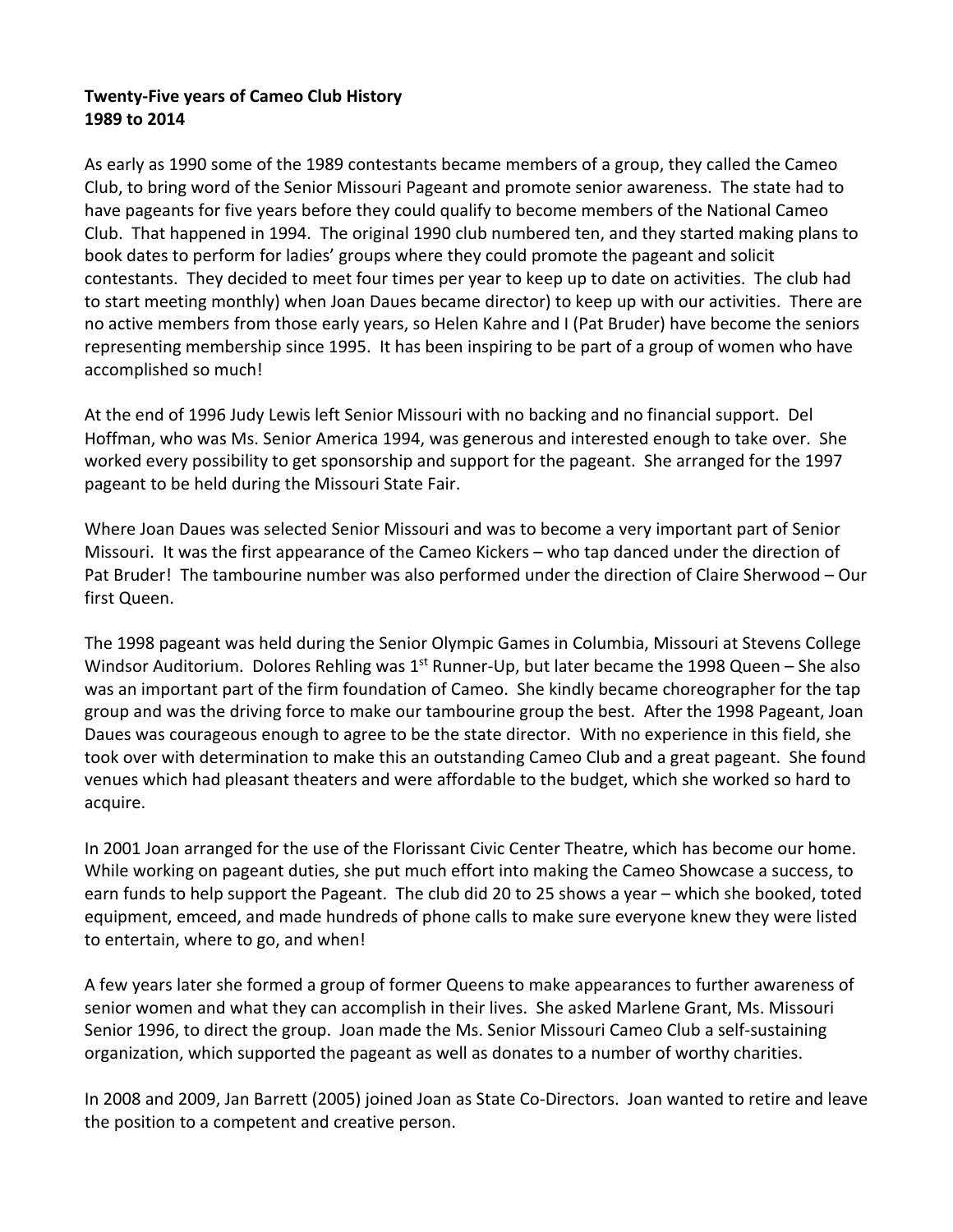**Twenty-Five years of Cameo Club History**
**1989 to 2014**

As early as 1990 some of the 1989 contestants became members of a group, they called the Cameo Club, to bring word of the Senior Missouri Pageant and promote senior awareness. The state had to have pageants for five years before they could qualify to become members of the National Cameo Club. That happened in 1994. The original 1990 club numbered ten, and they started making plans to book dates to perform for ladies' groups where they could promote the pageant and solicit contestants. They decided to meet four times per year to keep up to date on activities. The club had to start meeting monthly) when Joan Daues became director) to keep up with our activities. There are no active members from those early years, so Helen Kahre and I (Pat Bruder) have become the seniors representing membership since 1995. It has been inspiring to be part of a group of women who have accomplished so much!

At the end of 1996 Judy Lewis left Senior Missouri with no backing and no financial support. Del Hoffman, who was Ms. Senior America 1994, was generous and interested enough to take over. She worked every possibility to get sponsorship and support for the pageant. She arranged for the 1997 pageant to be held during the Missouri State Fair.

Where Joan Daues was selected Senior Missouri and was to become a very important part of Senior Missouri. It was the first appearance of the Cameo Kickers – who tap danced under the direction of Pat Bruder! The tambourine number was also performed under the direction of Claire Sherwood – Our first Queen.

The 1998 pageant was held during the Senior Olympic Games in Columbia, Missouri at Stevens College Windsor Auditorium. Dolores Rehling was 1st Runner-Up, but later became the 1998 Queen – She also was an important part of the firm foundation of Cameo. She kindly became choreographer for the tap group and was the driving force to make our tambourine group the best. After the 1998 Pageant, Joan Daues was courageous enough to agree to be the state director. With no experience in this field, she took over with determination to make this an outstanding Cameo Club and a great pageant. She found venues which had pleasant theaters and were affordable to the budget, which she worked so hard to acquire.

In 2001 Joan arranged for the use of the Florissant Civic Center Theatre, which has become our home. While working on pageant duties, she put much effort into making the Cameo Showcase a success, to earn funds to help support the Pageant. The club did 20 to 25 shows a year – which she booked, toted equipment, emceed, and made hundreds of phone calls to make sure everyone knew they were listed to entertain, where to go, and when!

A few years later she formed a group of former Queens to make appearances to further awareness of senior women and what they can accomplish in their lives. She asked Marlene Grant, Ms. Missouri Senior 1996, to direct the group. Joan made the Ms. Senior Missouri Cameo Club a self-sustaining organization, which supported the pageant as well as donates to a number of worthy charities.

In 2008 and 2009, Jan Barrett (2005) joined Joan as State Co-Directors. Joan wanted to retire and leave the position to a competent and creative person.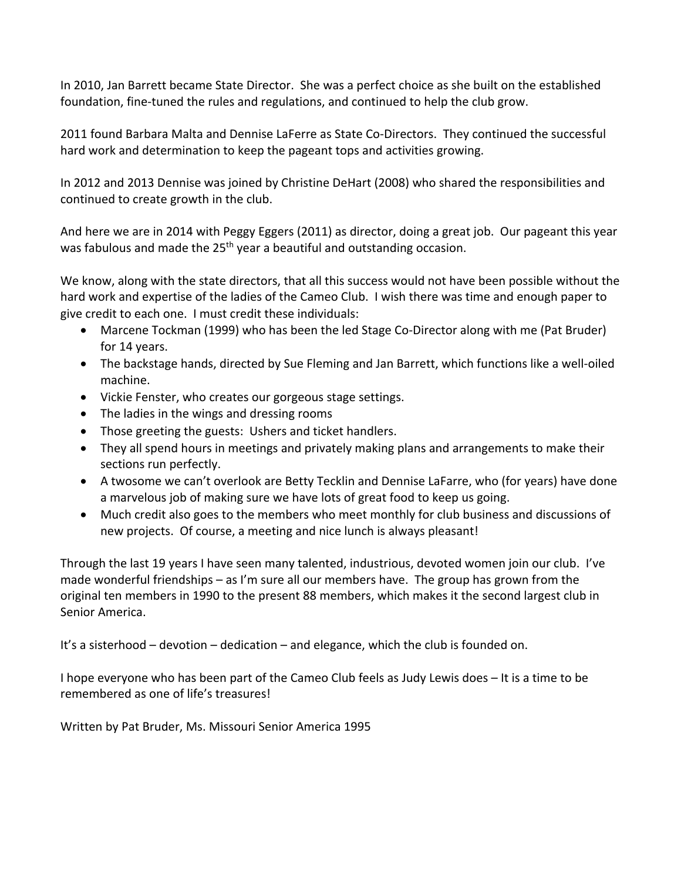In 2010, Jan Barrett became State Director. She was a perfect choice as she built on the established foundation, fine-tuned the rules and regulations, and continued to help the club grow.

2011 found Barbara Malta and Dennise LaFerre as State Co-Directors. They continued the successful hard work and determination to keep the pageant tops and activities growing.

In 2012 and 2013 Dennise was joined by Christine DeHart (2008) who shared the responsibilities and continued to create growth in the club.

And here we are in 2014 with Peggy Eggers (2011) as director, doing a great job. Our pageant this year was fabulous and made the 25th year a beautiful and outstanding occasion.

We know, along with the state directors, that all this success would not have been possible without the hard work and expertise of the ladies of the Cameo Club. I wish there was time and enough paper to give credit to each one. I must credit these individuals:

- Marcene Tockman (1999) who has been the led Stage Co-Director along with me (Pat Bruder) for 14 years.
- The backstage hands, directed by Sue Fleming and Jan Barrett, which functions like a well-oiled machine.
- Vickie Fenster, who creates our gorgeous stage settings.
- The ladies in the wings and dressing rooms
- Those greeting the guests: Ushers and ticket handlers.
- They all spend hours in meetings and privately making plans and arrangements to make their sections run perfectly.
- A twosome we can't overlook are Betty Tecklin and Dennise LaFarre, who (for years) have done a marvelous job of making sure we have lots of great food to keep us going.
- Much credit also goes to the members who meet monthly for club business and discussions of new projects. Of course, a meeting and nice lunch is always pleasant!

Through the last 19 years I have seen many talented, industrious, devoted women join our club. I've made wonderful friendships – as I'm sure all our members have. The group has grown from the original ten members in 1990 to the present 88 members, which makes it the second largest club in Senior America.

It's a sisterhood – devotion – dedication – and elegance, which the club is founded on.

I hope everyone who has been part of the Cameo Club feels as Judy Lewis does – It is a time to be remembered as one of life's treasures!

Written by Pat Bruder, Ms. Missouri Senior America 1995